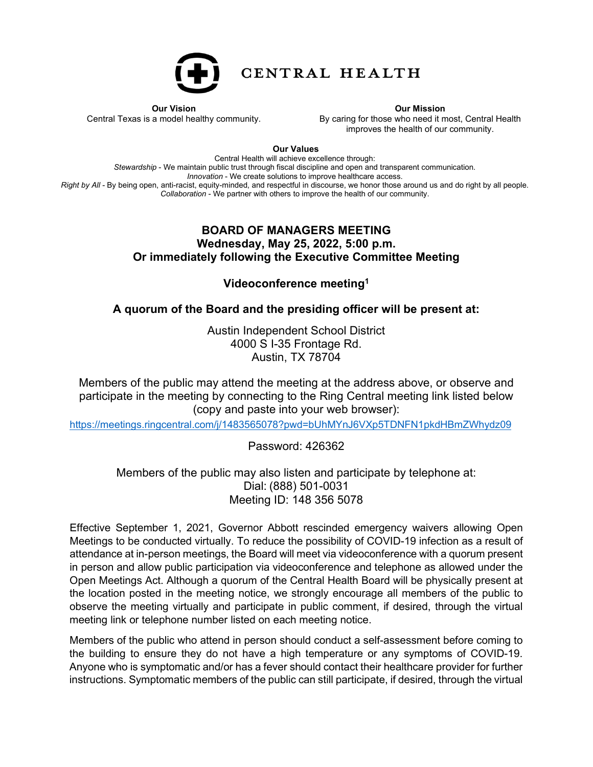CENTRAL HEALTH

**Our Vision**
Central Texas is a model healthy community.

**Our Mission**
By caring for those who need it most, Central Health improves the health of our community.

**Our Values**
Central Health will achieve excellence through:
*Stewardship* - We maintain public trust through fiscal discipline and open and transparent communication.
*Innovation* - We create solutions to improve healthcare access.
*Right by All* - By being open, anti-racist, equity-minded, and respectful in discourse, we honor those around us and do right by all people.
*Collaboration* - We partner with others to improve the health of our community.

# BOARD OF MANAGERS MEETING
## Wednesday, May 25, 2022, 5:00 p.m.
## Or immediately following the Executive Committee Meeting

### Videoconference meeting[1]

### A quorum of the Board and the presiding officer will be present at:

Austin Independent School District
4000 S I-35 Frontage Rd.
Austin, TX 78704

Members of the public may attend the meeting at the address above, or observe and participate in the meeting by connecting to the Ring Central meeting link listed below (copy and paste into your web browser):

https://meetings.ringcentral.com/j/1483565078?pwd=bUhMYnJ6VXp5TDNFN1pkdHBmZWhydz09

Password: 426362

Members of the public may also listen and participate by telephone at:
Dial: (888) 501-0031
Meeting ID: 148 356 5078

Effective September 1, 2021, Governor Abbott rescinded emergency waivers allowing Open Meetings to be conducted virtually. To reduce the possibility of COVID-19 infection as a result of attendance at in-person meetings, the Board will meet via videoconference with a quorum present in person and allow public participation via videoconference and telephone as allowed under the Open Meetings Act. Although a quorum of the Central Health Board will be physically present at the location posted in the meeting notice, we strongly encourage all members of the public to observe the meeting virtually and participate in public comment, if desired, through the virtual meeting link or telephone number listed on each meeting notice.

Members of the public who attend in person should conduct a self-assessment before coming to the building to ensure they do not have a high temperature or any symptoms of COVID-19. Anyone who is symptomatic and/or has a fever should contact their healthcare provider for further instructions. Symptomatic members of the public can still participate, if desired, through the virtual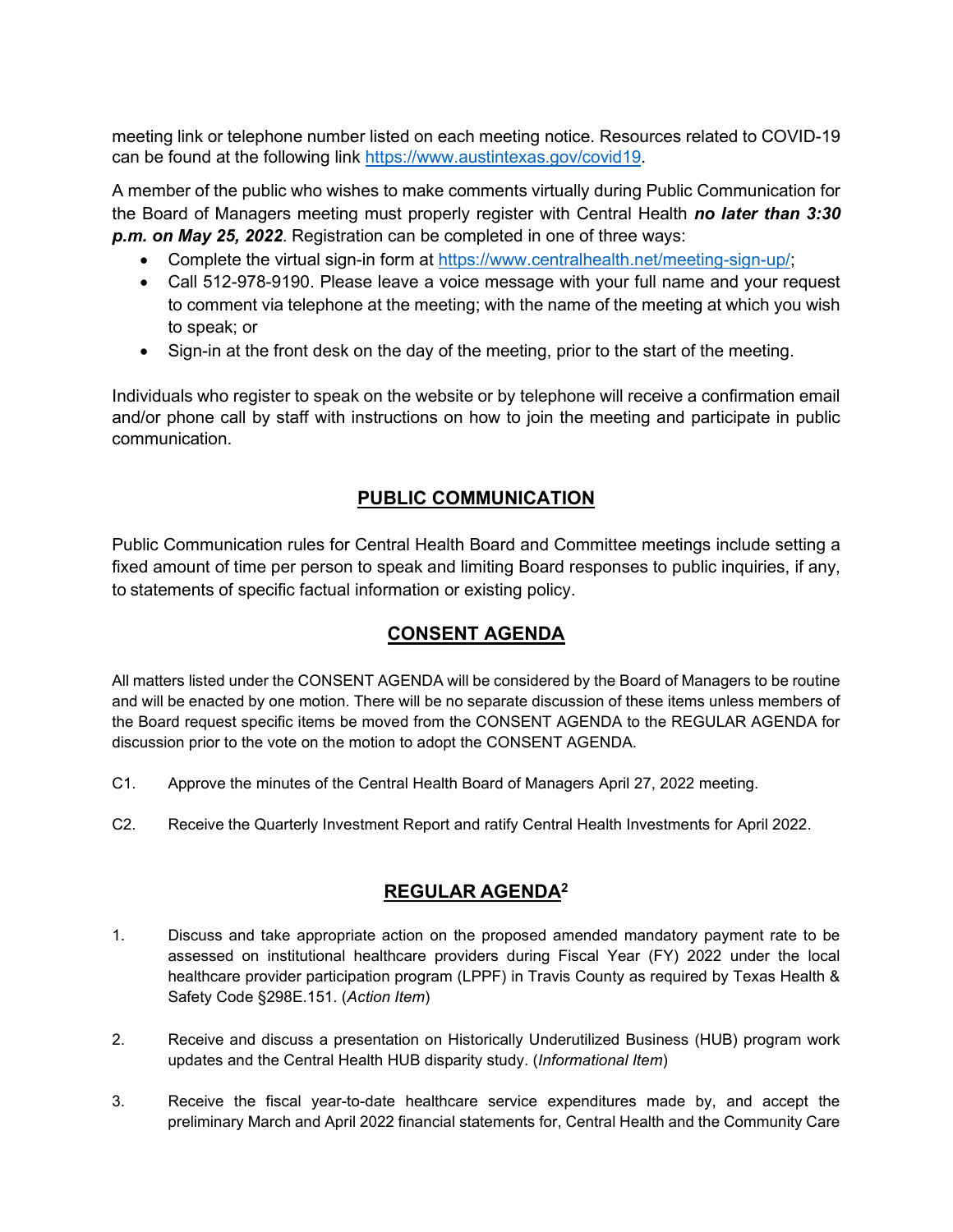meeting link or telephone number listed on each meeting notice. Resources related to COVID-19 can be found at the following link https://www.austintexas.gov/covid19.

A member of the public who wishes to make comments virtually during Public Communication for the Board of Managers meeting must properly register with Central Health ***no later than 3:30 p.m. on May 25, 2022***. Registration can be completed in one of three ways:

- Complete the virtual sign-in form at https://www.centralhealth.net/meeting-sign-up/;
- Call 512-978-9190. Please leave a voice message with your full name and your request to comment via telephone at the meeting; with the name of the meeting at which you wish to speak; or
- Sign-in at the front desk on the day of the meeting, prior to the start of the meeting.

Individuals who register to speak on the website or by telephone will receive a confirmation email and/or phone call by staff with instructions on how to join the meeting and participate in public communication.

## PUBLIC COMMUNICATION

Public Communication rules for Central Health Board and Committee meetings include setting a fixed amount of time per person to speak and limiting Board responses to public inquiries, if any, to statements of specific factual information or existing policy.

## CONSENT AGENDA

All matters listed under the CONSENT AGENDA will be considered by the Board of Managers to be routine and will be enacted by one motion. There will be no separate discussion of these items unless members of the Board request specific items be moved from the CONSENT AGENDA to the REGULAR AGENDA for discussion prior to the vote on the motion to adopt the CONSENT AGENDA.

C1. Approve the minutes of the Central Health Board of Managers April 27, 2022 meeting.

C2. Receive the Quarterly Investment Report and ratify Central Health Investments for April 2022.

## REGULAR AGENDA[2]

1. Discuss and take appropriate action on the proposed amended mandatory payment rate to be assessed on institutional healthcare providers during Fiscal Year (FY) 2022 under the local healthcare provider participation program (LPPF) in Travis County as required by Texas Health & Safety Code §298E.151. (*Action Item*)

2. Receive and discuss a presentation on Historically Underutilized Business (HUB) program work updates and the Central Health HUB disparity study. (*Informational Item*)

3. Receive the fiscal year-to-date healthcare service expenditures made by, and accept the preliminary March and April 2022 financial statements for, Central Health and the Community Care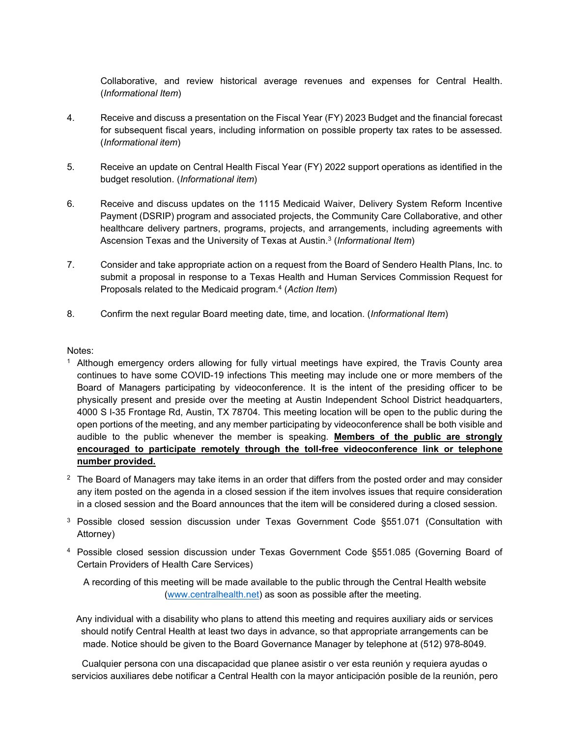Collaborative, and review historical average revenues and expenses for Central Health. (*Informational Item*)

4. Receive and discuss a presentation on the Fiscal Year (FY) 2023 Budget and the financial forecast for subsequent fiscal years, including information on possible property tax rates to be assessed. (*Informational item*)

5. Receive an update on Central Health Fiscal Year (FY) 2022 support operations as identified in the budget resolution. (*Informational item*)

6. Receive and discuss updates on the 1115 Medicaid Waiver, Delivery System Reform Incentive Payment (DSRIP) program and associated projects, the Community Care Collaborative, and other healthcare delivery partners, programs, projects, and arrangements, including agreements with Ascension Texas and the University of Texas at Austin.[3] (*Informational Item*)

7. Consider and take appropriate action on a request from the Board of Sendero Health Plans, Inc. to submit a proposal in response to a Texas Health and Human Services Commission Request for Proposals related to the Medicaid program.[4] (*Action Item*)

8. Confirm the next regular Board meeting date, time, and location. (*Informational Item*)

Notes:

[1] Although emergency orders allowing for fully virtual meetings have expired, the Travis County area continues to have some COVID-19 infections This meeting may include one or more members of the Board of Managers participating by videoconference. It is the intent of the presiding officer to be physically present and preside over the meeting at Austin Independent School District headquarters, 4000 S I-35 Frontage Rd, Austin, TX 78704. This meeting location will be open to the public during the open portions of the meeting, and any member participating by videoconference shall be both visible and audible to the public whenever the member is speaking. **Members of the public are strongly encouraged to participate remotely through the toll-free videoconference link or telephone number provided.**

[2] The Board of Managers may take items in an order that differs from the posted order and may consider any item posted on the agenda in a closed session if the item involves issues that require consideration in a closed session and the Board announces that the item will be considered during a closed session.

[3] Possible closed session discussion under Texas Government Code §551.071 (Consultation with Attorney)

[4] Possible closed session discussion under Texas Government Code §551.085 (Governing Board of Certain Providers of Health Care Services)

A recording of this meeting will be made available to the public through the Central Health website (www.centralhealth.net) as soon as possible after the meeting.

Any individual with a disability who plans to attend this meeting and requires auxiliary aids or services should notify Central Health at least two days in advance, so that appropriate arrangements can be made. Notice should be given to the Board Governance Manager by telephone at (512) 978-8049.

Cualquier persona con una discapacidad que planee asistir o ver esta reunión y requiera ayudas o servicios auxiliares debe notificar a Central Health con la mayor anticipación posible de la reunión, pero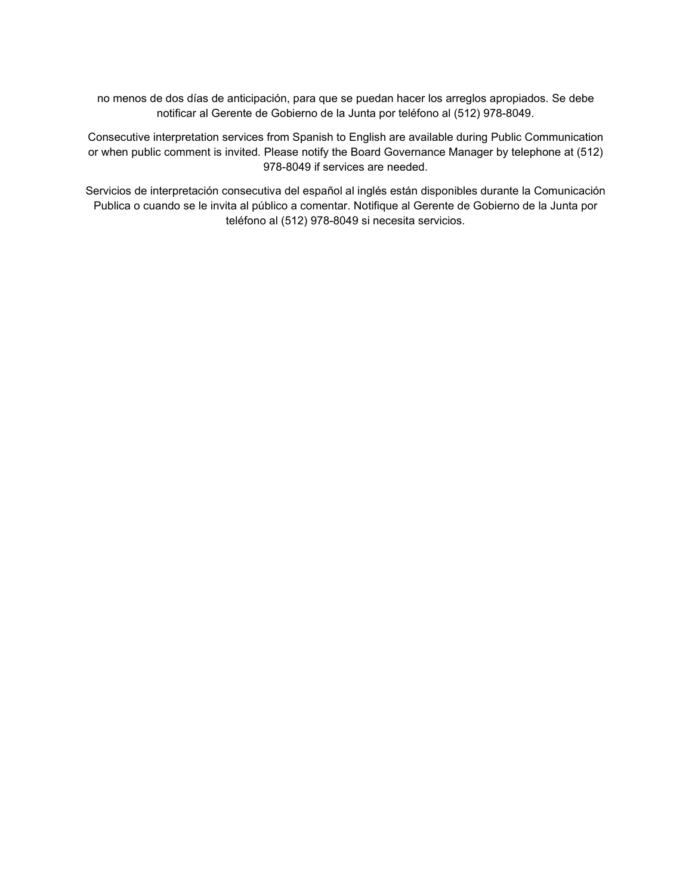no menos de dos días de anticipación, para que se puedan hacer los arreglos apropiados. Se debe notificar al Gerente de Gobierno de la Junta por teléfono al (512) 978-8049.

Consecutive interpretation services from Spanish to English are available during Public Communication or when public comment is invited. Please notify the Board Governance Manager by telephone at (512) 978-8049 if services are needed.

Servicios de interpretación consecutiva del español al inglés están disponibles durante la Comunicación Publica o cuando se le invita al público a comentar. Notifique al Gerente de Gobierno de la Junta por teléfono al (512) 978-8049 si necesita servicios.